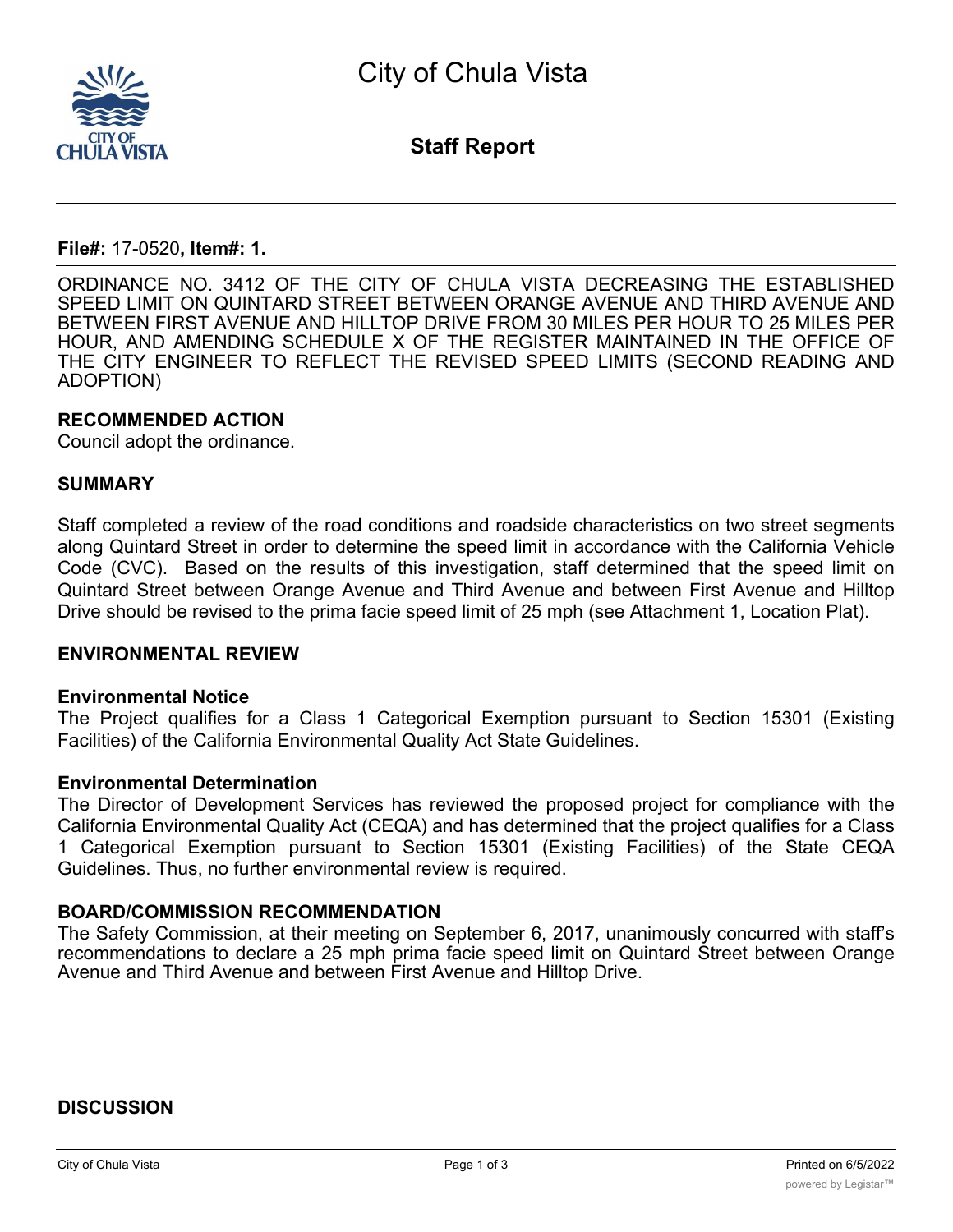# City of Chula Vista

## Staff Report

**File#:** 17-0520**, Item#: 1.**

ORDINANCE NO. 3412 OF THE CITY OF CHULA VISTA DECREASING THE ESTABLISHED SPEED LIMIT ON QUINTARD STREET BETWEEN ORANGE AVENUE AND THIRD AVENUE AND BETWEEN FIRST AVENUE AND HILLTOP DRIVE FROM 30 MILES PER HOUR TO 25 MILES PER HOUR, AND AMENDING SCHEDULE X OF THE REGISTER MAINTAINED IN THE OFFICE OF THE CITY ENGINEER TO REFLECT THE REVISED SPEED LIMITS (SECOND READING AND ADOPTION)

### RECOMMENDED ACTION

Council adopt the ordinance.

### SUMMARY

Staff completed a review of the road conditions and roadside characteristics on two street segments along Quintard Street in order to determine the speed limit in accordance with the California Vehicle Code (CVC). Based on the results of this investigation, staff determined that the speed limit on Quintard Street between Orange Avenue and Third Avenue and between First Avenue and Hilltop Drive should be revised to the prima facie speed limit of 25 mph (see Attachment 1, Location Plat).

### ENVIRONMENTAL REVIEW

**Environmental Notice**

The Project qualifies for a Class 1 Categorical Exemption pursuant to Section 15301 (Existing Facilities) of the California Environmental Quality Act State Guidelines.

**Environmental Determination**

The Director of Development Services has reviewed the proposed project for compliance with the California Environmental Quality Act (CEQA) and has determined that the project qualifies for a Class 1 Categorical Exemption pursuant to Section 15301 (Existing Facilities) of the State CEQA Guidelines. Thus, no further environmental review is required.

### BOARD/COMMISSION RECOMMENDATION

The Safety Commission, at their meeting on September 6, 2017, unanimously concurred with staff's recommendations to declare a 25 mph prima facie speed limit on Quintard Street between Orange Avenue and Third Avenue and between First Avenue and Hilltop Drive.

### DISCUSSION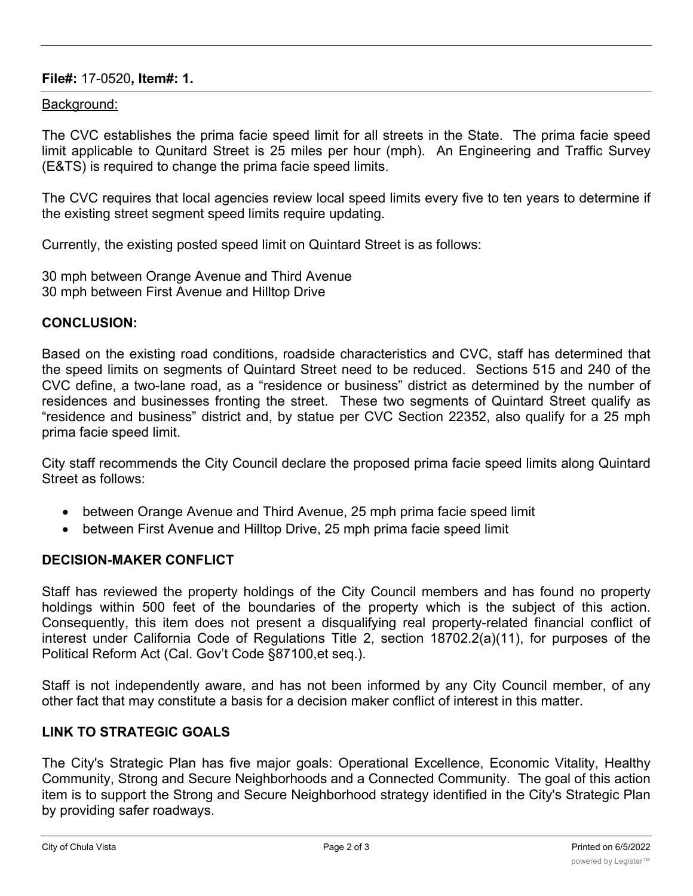**File#:** 17-0520**, Item#: 1.**

Background:

The CVC establishes the prima facie speed limit for all streets in the State. The prima facie speed limit applicable to Qunitard Street is 25 miles per hour (mph). An Engineering and Traffic Survey (E&TS) is required to change the prima facie speed limits.

The CVC requires that local agencies review local speed limits every five to ten years to determine if the existing street segment speed limits require updating.

Currently, the existing posted speed limit on Quintard Street is as follows:

30 mph between Orange Avenue and Third Avenue
30 mph between First Avenue and Hilltop Drive

## CONCLUSION:

Based on the existing road conditions, roadside characteristics and CVC, staff has determined that the speed limits on segments of Quintard Street need to be reduced. Sections 515 and 240 of the CVC define, a two-lane road, as a "residence or business" district as determined by the number of residences and businesses fronting the street. These two segments of Quintard Street qualify as "residence and business" district and, by statue per CVC Section 22352, also qualify for a 25 mph prima facie speed limit.

City staff recommends the City Council declare the proposed prima facie speed limits along Quintard Street as follows:

- between Orange Avenue and Third Avenue, 25 mph prima facie speed limit
- between First Avenue and Hilltop Drive, 25 mph prima facie speed limit

## DECISION-MAKER CONFLICT

Staff has reviewed the property holdings of the City Council members and has found no property holdings within 500 feet of the boundaries of the property which is the subject of this action. Consequently, this item does not present a disqualifying real property-related financial conflict of interest under California Code of Regulations Title 2, section 18702.2(a)(11), for purposes of the Political Reform Act (Cal. Gov't Code §87100,et seq.).

Staff is not independently aware, and has not been informed by any City Council member, of any other fact that may constitute a basis for a decision maker conflict of interest in this matter.

## LINK TO STRATEGIC GOALS

The City's Strategic Plan has five major goals: Operational Excellence, Economic Vitality, Healthy Community, Strong and Secure Neighborhoods and a Connected Community. The goal of this action item is to support the Strong and Secure Neighborhood strategy identified in the City's Strategic Plan by providing safer roadways.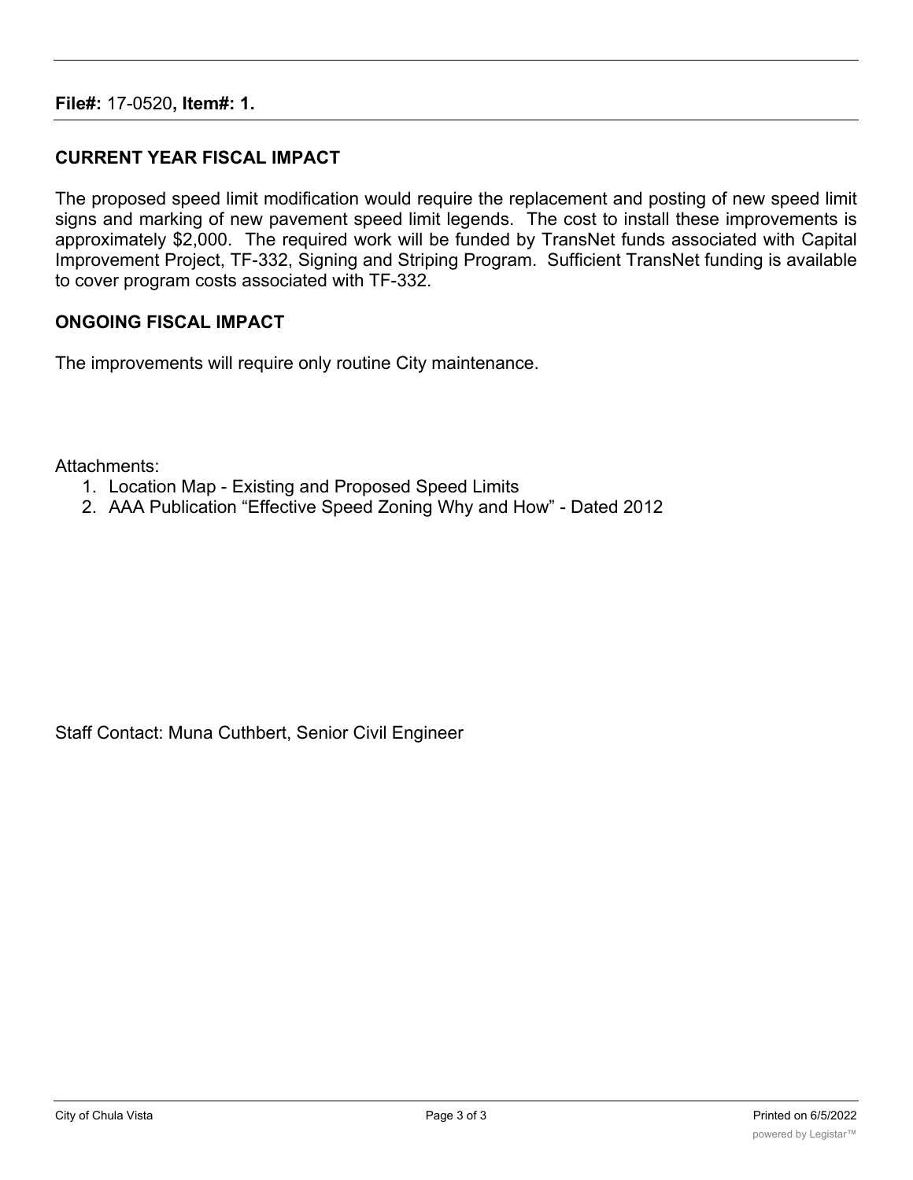**File#:** 17-0520**, Item#: 1.**

## CURRENT YEAR FISCAL IMPACT

The proposed speed limit modification would require the replacement and posting of new speed limit signs and marking of new pavement speed limit legends. The cost to install these improvements is approximately $2,000. The required work will be funded by TransNet funds associated with Capital Improvement Project, TF-332, Signing and Striping Program. Sufficient TransNet funding is available to cover program costs associated with TF-332.

## ONGOING FISCAL IMPACT

The improvements will require only routine City maintenance.

Attachments:

1. Location Map - Existing and Proposed Speed Limits
2. AAA Publication "Effective Speed Zoning Why and How" - Dated 2012

Staff Contact: Muna Cuthbert, Senior Civil Engineer